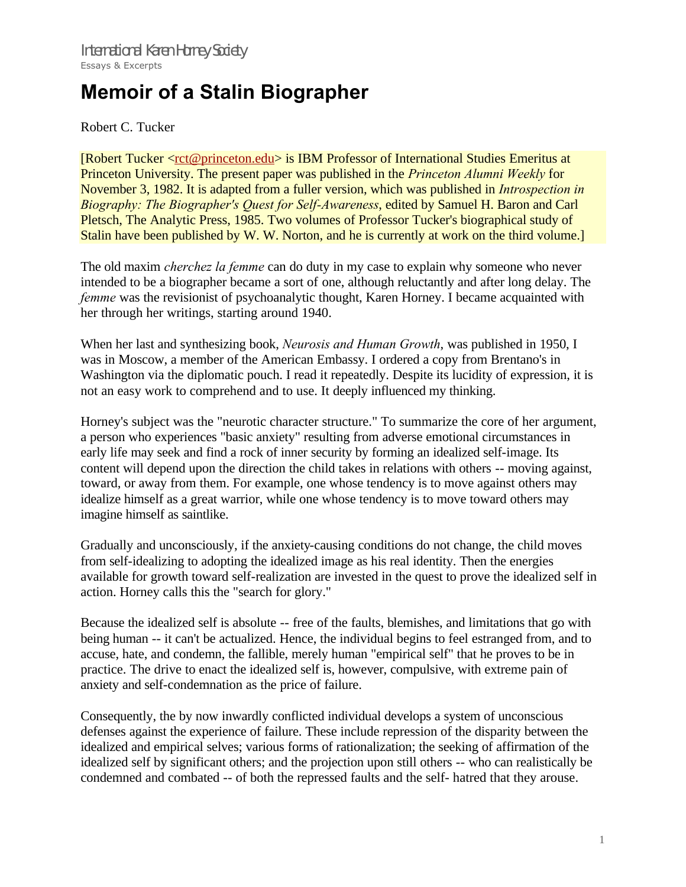International Karen Horney Society
Essays & Excerpts

# Memoir of a Stalin Biographer

Robert C. Tucker

[Robert Tucker <rct@princeton.edu> is IBM Professor of International Studies Emeritus at Princeton University. The present paper was published in the *Princeton Alumni Weekly* for November 3, 1982. It is adapted from a fuller version, which was published in *Introspection in Biography: The Biographer's Quest for Self-Awareness*, edited by Samuel H. Baron and Carl Pletsch, The Analytic Press, 1985. Two volumes of Professor Tucker's biographical study of Stalin have been published by W. W. Norton, and he is currently at work on the third volume.]

The old maxim *cherchez la femme* can do duty in my case to explain why someone who never intended to be a biographer became a sort of one, although reluctantly and after long delay. The *femme* was the revisionist of psychoanalytic thought, Karen Horney. I became acquainted with her through her writings, starting around 1940.

When her last and synthesizing book, *Neurosis and Human Growth*, was published in 1950, I was in Moscow, a member of the American Embassy. I ordered a copy from Brentano's in Washington via the diplomatic pouch. I read it repeatedly. Despite its lucidity of expression, it is not an easy work to comprehend and to use. It deeply influenced my thinking.

Horney's subject was the "neurotic character structure." To summarize the core of her argument, a person who experiences "basic anxiety" resulting from adverse emotional circumstances in early life may seek and find a rock of inner security by forming an idealized self-image. Its content will depend upon the direction the child takes in relations with others -- moving against, toward, or away from them. For example, one whose tendency is to move against others may idealize himself as a great warrior, while one whose tendency is to move toward others may imagine himself as saintlike.

Gradually and unconsciously, if the anxiety-causing conditions do not change, the child moves from self-idealizing to adopting the idealized image as his real identity. Then the energies available for growth toward self-realization are invested in the quest to prove the idealized self in action. Horney calls this the "search for glory."

Because the idealized self is absolute -- free of the faults, blemishes, and limitations that go with being human -- it can't be actualized. Hence, the individual begins to feel estranged from, and to accuse, hate, and condemn, the fallible, merely human "empirical self" that he proves to be in practice. The drive to enact the idealized self is, however, compulsive, with extreme pain of anxiety and self-condemnation as the price of failure.

Consequently, the by now inwardly conflicted individual develops a system of unconscious defenses against the experience of failure. These include repression of the disparity between the idealized and empirical selves; various forms of rationalization; the seeking of affirmation of the idealized self by significant others; and the projection upon still others -- who can realistically be condemned and combated -- of both the repressed faults and the self- hatred that they arouse.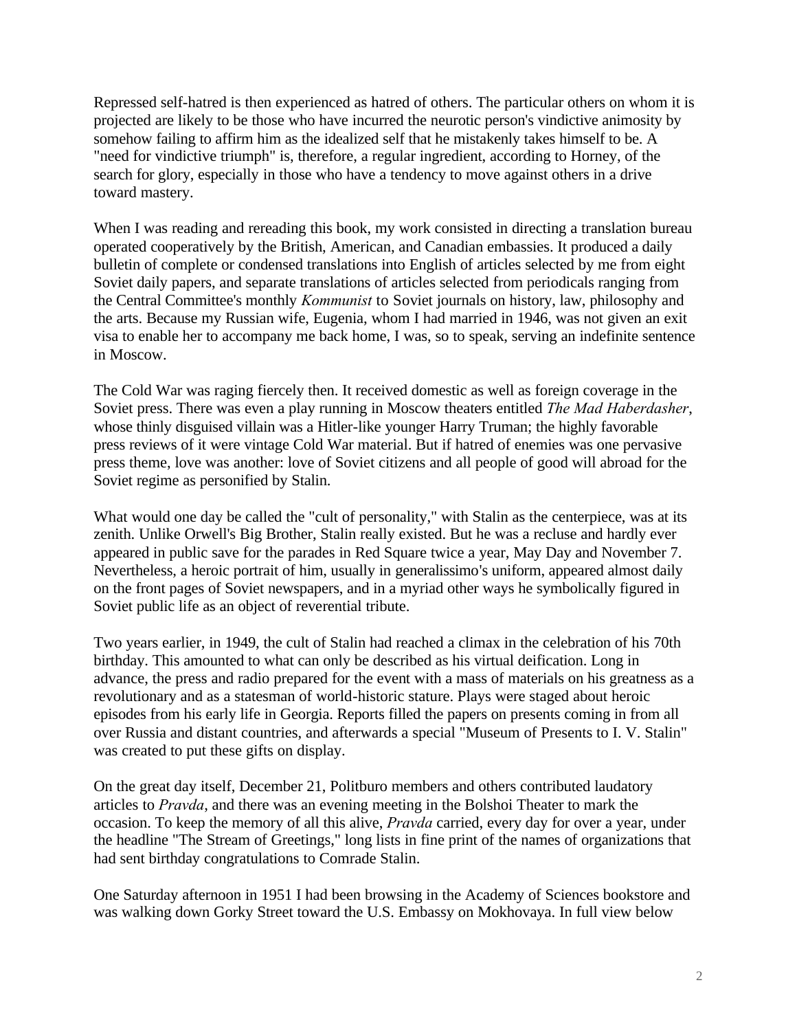Repressed self-hatred is then experienced as hatred of others. The particular others on whom it is projected are likely to be those who have incurred the neurotic person's vindictive animosity by somehow failing to affirm him as the idealized self that he mistakenly takes himself to be. A "need for vindictive triumph" is, therefore, a regular ingredient, according to Horney, of the search for glory, especially in those who have a tendency to move against others in a drive toward mastery.

When I was reading and rereading this book, my work consisted in directing a translation bureau operated cooperatively by the British, American, and Canadian embassies. It produced a daily bulletin of complete or condensed translations into English of articles selected by me from eight Soviet daily papers, and separate translations of articles selected from periodicals ranging from the Central Committee's monthly *Kommunist* to Soviet journals on history, law, philosophy and the arts. Because my Russian wife, Eugenia, whom I had married in 1946, was not given an exit visa to enable her to accompany me back home, I was, so to speak, serving an indefinite sentence in Moscow.

The Cold War was raging fiercely then. It received domestic as well as foreign coverage in the Soviet press. There was even a play running in Moscow theaters entitled *The Mad Haberdasher*, whose thinly disguised villain was a Hitler-like younger Harry Truman; the highly favorable press reviews of it were vintage Cold War material. But if hatred of enemies was one pervasive press theme, love was another: love of Soviet citizens and all people of good will abroad for the Soviet regime as personified by Stalin.

What would one day be called the "cult of personality," with Stalin as the centerpiece, was at its zenith. Unlike Orwell's Big Brother, Stalin really existed. But he was a recluse and hardly ever appeared in public save for the parades in Red Square twice a year, May Day and November 7. Nevertheless, a heroic portrait of him, usually in generalissimo's uniform, appeared almost daily on the front pages of Soviet newspapers, and in a myriad other ways he symbolically figured in Soviet public life as an object of reverential tribute.

Two years earlier, in 1949, the cult of Stalin had reached a climax in the celebration of his 70th birthday. This amounted to what can only be described as his virtual deification. Long in advance, the press and radio prepared for the event with a mass of materials on his greatness as a revolutionary and as a statesman of world-historic stature. Plays were staged about heroic episodes from his early life in Georgia. Reports filled the papers on presents coming in from all over Russia and distant countries, and afterwards a special "Museum of Presents to I. V. Stalin" was created to put these gifts on display.

On the great day itself, December 21, Politburo members and others contributed laudatory articles to *Pravda*, and there was an evening meeting in the Bolshoi Theater to mark the occasion. To keep the memory of all this alive, *Pravda* carried, every day for over a year, under the headline "The Stream of Greetings," long lists in fine print of the names of organizations that had sent birthday congratulations to Comrade Stalin.

One Saturday afternoon in 1951 I had been browsing in the Academy of Sciences bookstore and was walking down Gorky Street toward the U.S. Embassy on Mokhovaya. In full view below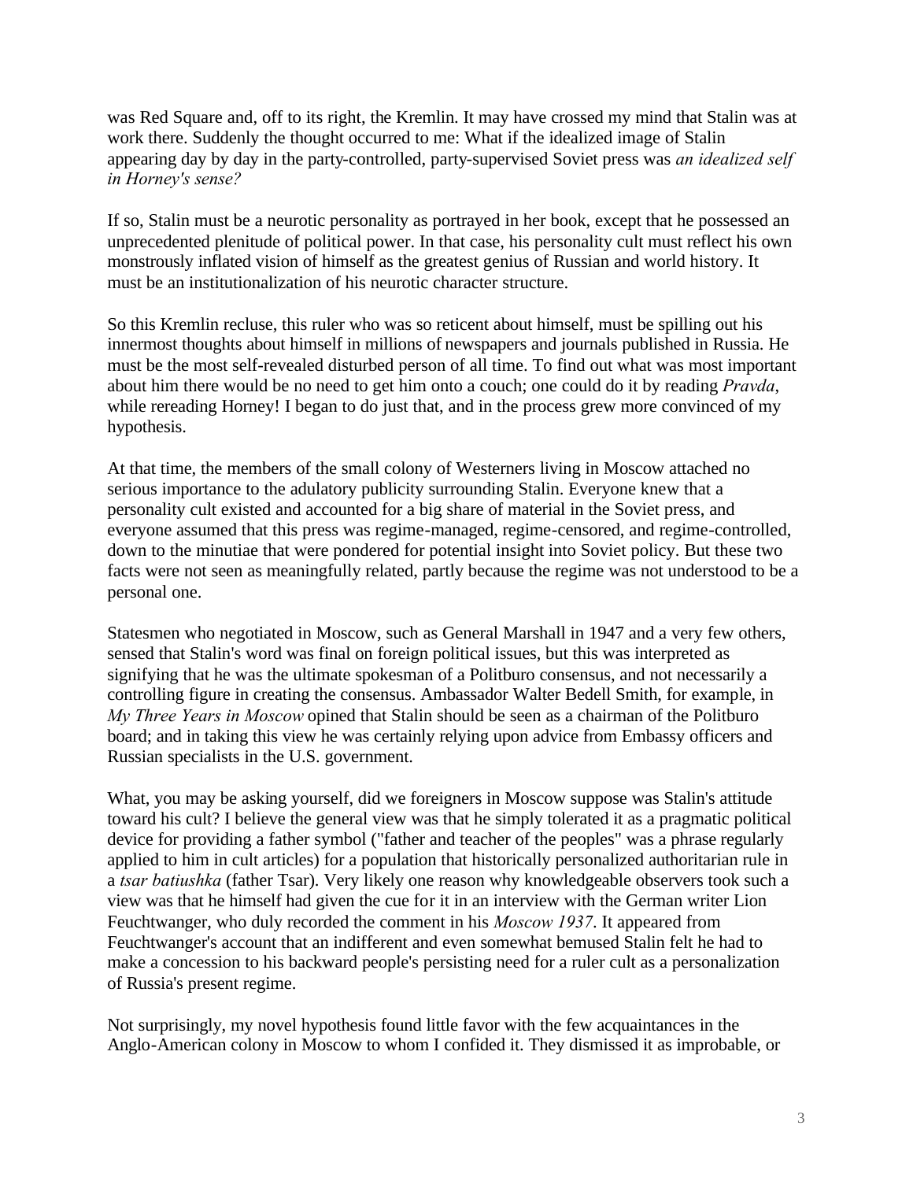was Red Square and, off to its right, the Kremlin. It may have crossed my mind that Stalin was at work there. Suddenly the thought occurred to me: What if the idealized image of Stalin appearing day by day in the party-controlled, party-supervised Soviet press was *an idealized self in Horney's sense?*

If so, Stalin must be a neurotic personality as portrayed in her book, except that he possessed an unprecedented plenitude of political power. In that case, his personality cult must reflect his own monstrously inflated vision of himself as the greatest genius of Russian and world history. It must be an institutionalization of his neurotic character structure.

So this Kremlin recluse, this ruler who was so reticent about himself, must be spilling out his innermost thoughts about himself in millions of newspapers and journals published in Russia. He must be the most self-revealed disturbed person of all time. To find out what was most important about him there would be no need to get him onto a couch; one could do it by reading *Pravda*, while rereading Horney! I began to do just that, and in the process grew more convinced of my hypothesis.

At that time, the members of the small colony of Westerners living in Moscow attached no serious importance to the adulatory publicity surrounding Stalin. Everyone knew that a personality cult existed and accounted for a big share of material in the Soviet press, and everyone assumed that this press was regime-managed, regime-censored, and regime-controlled, down to the minutiae that were pondered for potential insight into Soviet policy. But these two facts were not seen as meaningfully related, partly because the regime was not understood to be a personal one.

Statesmen who negotiated in Moscow, such as General Marshall in 1947 and a very few others, sensed that Stalin's word was final on foreign political issues, but this was interpreted as signifying that he was the ultimate spokesman of a Politburo consensus, and not necessarily a controlling figure in creating the consensus. Ambassador Walter Bedell Smith, for example, in *My Three Years in Moscow* opined that Stalin should be seen as a chairman of the Politburo board; and in taking this view he was certainly relying upon advice from Embassy officers and Russian specialists in the U.S. government.

What, you may be asking yourself, did we foreigners in Moscow suppose was Stalin's attitude toward his cult? I believe the general view was that he simply tolerated it as a pragmatic political device for providing a father symbol ("father and teacher of the peoples" was a phrase regularly applied to him in cult articles) for a population that historically personalized authoritarian rule in a *tsar batiushka* (father Tsar). Very likely one reason why knowledgeable observers took such a view was that he himself had given the cue for it in an interview with the German writer Lion Feuchtwanger, who duly recorded the comment in his *Moscow 1937*. It appeared from Feuchtwanger's account that an indifferent and even somewhat bemused Stalin felt he had to make a concession to his backward people's persisting need for a ruler cult as a personalization of Russia's present regime.

Not surprisingly, my novel hypothesis found little favor with the few acquaintances in the Anglo-American colony in Moscow to whom I confided it. They dismissed it as improbable, or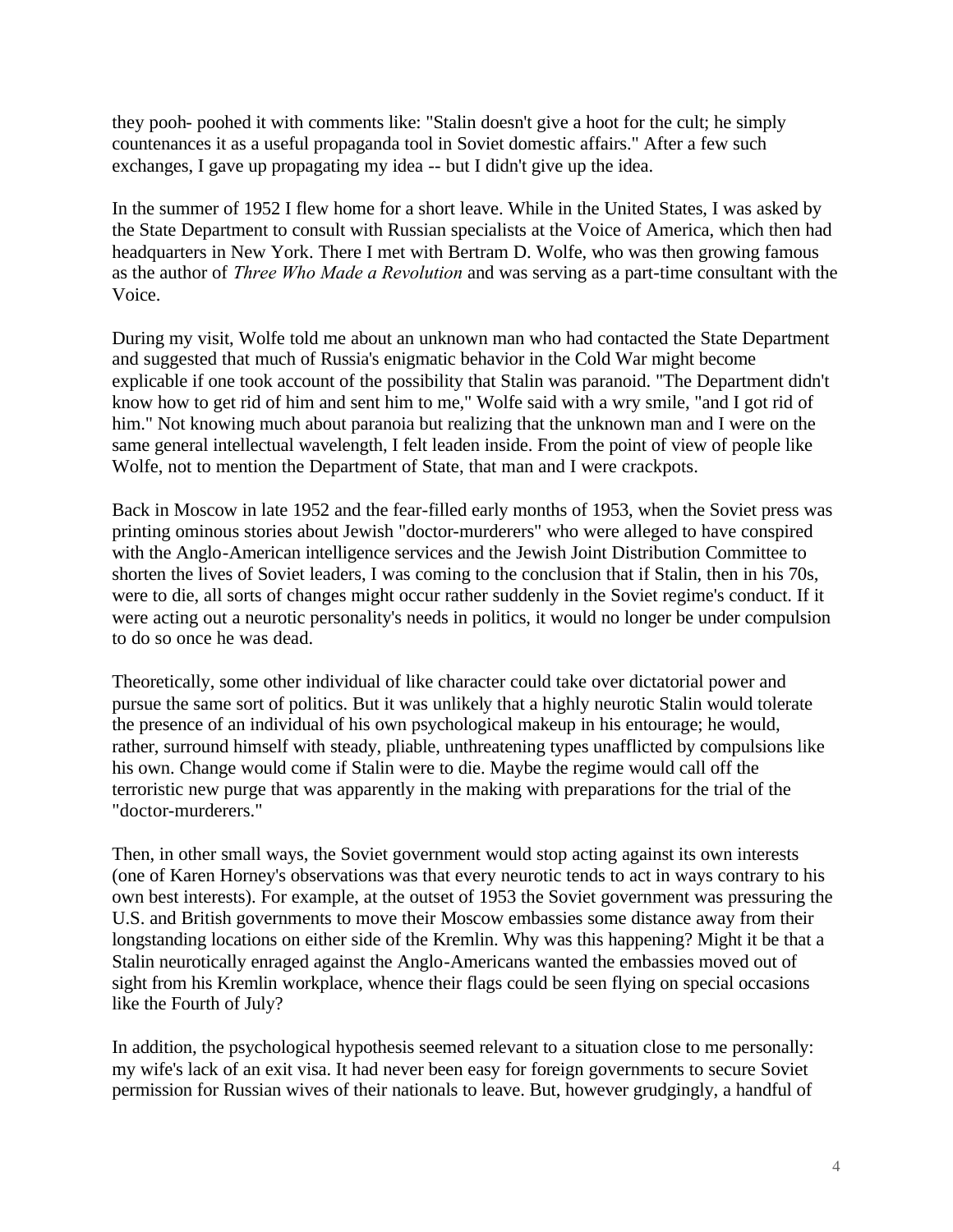they pooh- poohed it with comments like: "Stalin doesn't give a hoot for the cult; he simply countenances it as a useful propaganda tool in Soviet domestic affairs." After a few such exchanges, I gave up propagating my idea -- but I didn't give up the idea.

In the summer of 1952 I flew home for a short leave. While in the United States, I was asked by the State Department to consult with Russian specialists at the Voice of America, which then had headquarters in New York. There I met with Bertram D. Wolfe, who was then growing famous as the author of *Three Who Made a Revolution* and was serving as a part-time consultant with the Voice.

During my visit, Wolfe told me about an unknown man who had contacted the State Department and suggested that much of Russia's enigmatic behavior in the Cold War might become explicable if one took account of the possibility that Stalin was paranoid. "The Department didn't know how to get rid of him and sent him to me," Wolfe said with a wry smile, "and I got rid of him." Not knowing much about paranoia but realizing that the unknown man and I were on the same general intellectual wavelength, I felt leaden inside. From the point of view of people like Wolfe, not to mention the Department of State, that man and I were crackpots.

Back in Moscow in late 1952 and the fear-filled early months of 1953, when the Soviet press was printing ominous stories about Jewish "doctor-murderers" who were alleged to have conspired with the Anglo-American intelligence services and the Jewish Joint Distribution Committee to shorten the lives of Soviet leaders, I was coming to the conclusion that if Stalin, then in his 70s, were to die, all sorts of changes might occur rather suddenly in the Soviet regime's conduct. If it were acting out a neurotic personality's needs in politics, it would no longer be under compulsion to do so once he was dead.

Theoretically, some other individual of like character could take over dictatorial power and pursue the same sort of politics. But it was unlikely that a highly neurotic Stalin would tolerate the presence of an individual of his own psychological makeup in his entourage; he would, rather, surround himself with steady, pliable, unthreatening types unafflicted by compulsions like his own. Change would come if Stalin were to die. Maybe the regime would call off the terroristic new purge that was apparently in the making with preparations for the trial of the "doctor-murderers."

Then, in other small ways, the Soviet government would stop acting against its own interests (one of Karen Horney's observations was that every neurotic tends to act in ways contrary to his own best interests). For example, at the outset of 1953 the Soviet government was pressuring the U.S. and British governments to move their Moscow embassies some distance away from their longstanding locations on either side of the Kremlin. Why was this happening? Might it be that a Stalin neurotically enraged against the Anglo-Americans wanted the embassies moved out of sight from his Kremlin workplace, whence their flags could be seen flying on special occasions like the Fourth of July?

In addition, the psychological hypothesis seemed relevant to a situation close to me personally: my wife's lack of an exit visa. It had never been easy for foreign governments to secure Soviet permission for Russian wives of their nationals to leave. But, however grudgingly, a handful of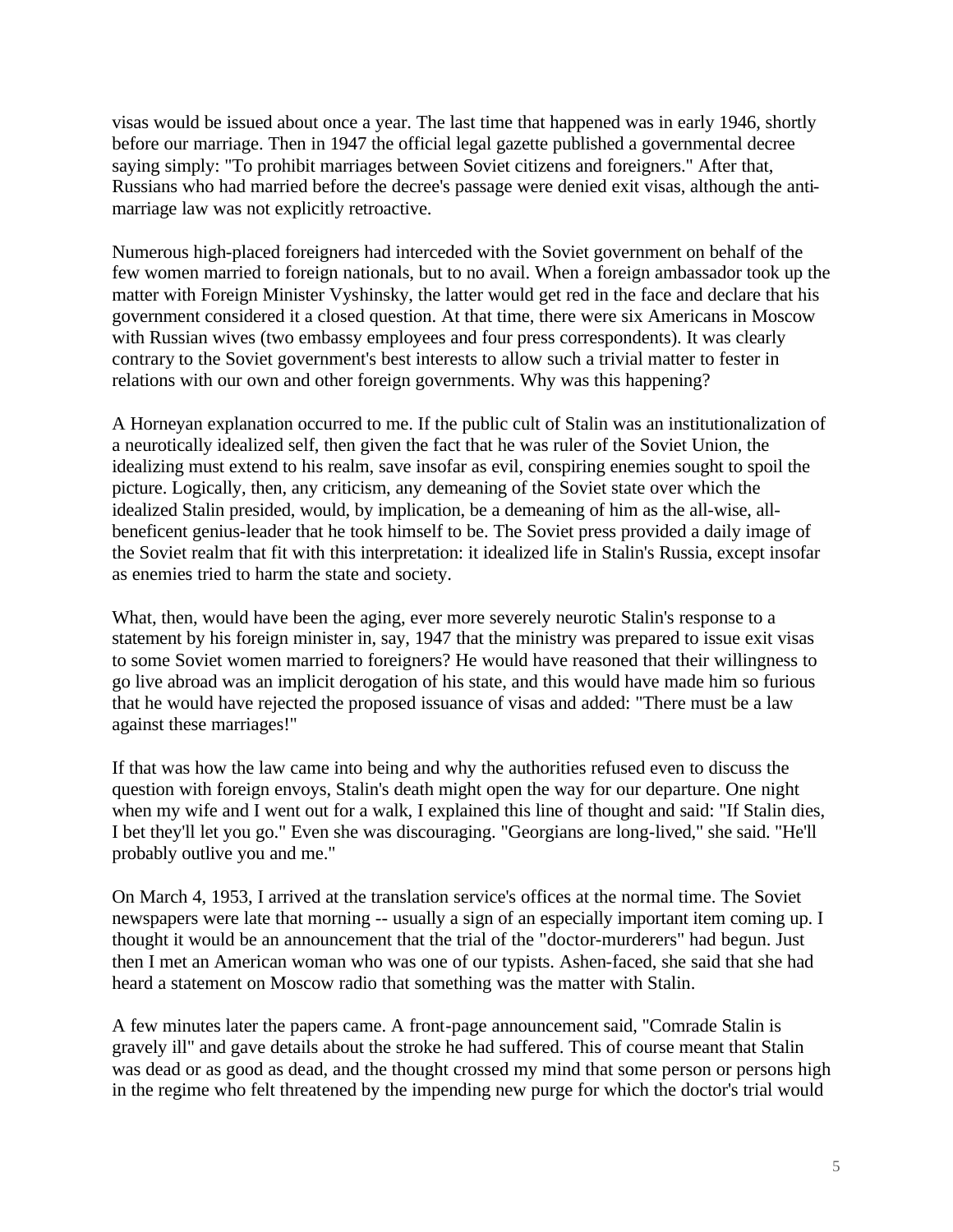visas would be issued about once a year. The last time that happened was in early 1946, shortly before our marriage. Then in 1947 the official legal gazette published a governmental decree saying simply: "To prohibit marriages between Soviet citizens and foreigners." After that, Russians who had married before the decree's passage were denied exit visas, although the anti-marriage law was not explicitly retroactive.

Numerous high-placed foreigners had interceded with the Soviet government on behalf of the few women married to foreign nationals, but to no avail. When a foreign ambassador took up the matter with Foreign Minister Vyshinsky, the latter would get red in the face and declare that his government considered it a closed question. At that time, there were six Americans in Moscow with Russian wives (two embassy employees and four press correspondents). It was clearly contrary to the Soviet government's best interests to allow such a trivial matter to fester in relations with our own and other foreign governments. Why was this happening?

A Horneyan explanation occurred to me. If the public cult of Stalin was an institutionalization of a neurotically idealized self, then given the fact that he was ruler of the Soviet Union, the idealizing must extend to his realm, save insofar as evil, conspiring enemies sought to spoil the picture. Logically, then, any criticism, any demeaning of the Soviet state over which the idealized Stalin presided, would, by implication, be a demeaning of him as the all-wise, all-beneficent genius-leader that he took himself to be. The Soviet press provided a daily image of the Soviet realm that fit with this interpretation: it idealized life in Stalin's Russia, except insofar as enemies tried to harm the state and society.

What, then, would have been the aging, ever more severely neurotic Stalin's response to a statement by his foreign minister in, say, 1947 that the ministry was prepared to issue exit visas to some Soviet women married to foreigners? He would have reasoned that their willingness to go live abroad was an implicit derogation of his state, and this would have made him so furious that he would have rejected the proposed issuance of visas and added: "There must be a law against these marriages!"

If that was how the law came into being and why the authorities refused even to discuss the question with foreign envoys, Stalin's death might open the way for our departure. One night when my wife and I went out for a walk, I explained this line of thought and said: "If Stalin dies, I bet they'll let you go." Even she was discouraging. "Georgians are long-lived," she said. "He'll probably outlive you and me."

On March 4, 1953, I arrived at the translation service's offices at the normal time. The Soviet newspapers were late that morning -- usually a sign of an especially important item coming up. I thought it would be an announcement that the trial of the "doctor-murderers" had begun. Just then I met an American woman who was one of our typists. Ashen-faced, she said that she had heard a statement on Moscow radio that something was the matter with Stalin.

A few minutes later the papers came. A front-page announcement said, "Comrade Stalin is gravely ill" and gave details about the stroke he had suffered. This of course meant that Stalin was dead or as good as dead, and the thought crossed my mind that some person or persons high in the regime who felt threatened by the impending new purge for which the doctor's trial would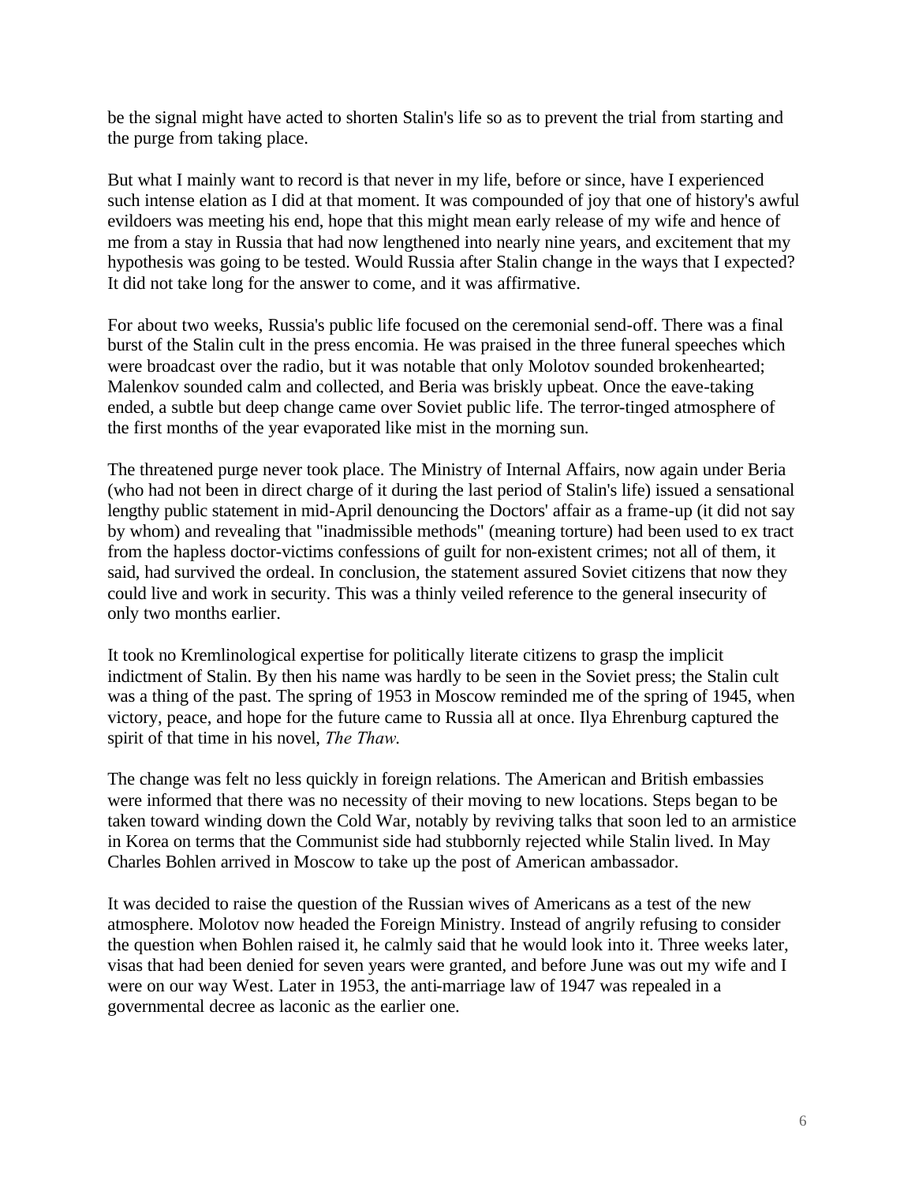be the signal might have acted to shorten Stalin's life so as to prevent the trial from starting and the purge from taking place.

But what I mainly want to record is that never in my life, before or since, have I experienced such intense elation as I did at that moment. It was compounded of joy that one of history's awful evildoers was meeting his end, hope that this might mean early release of my wife and hence of me from a stay in Russia that had now lengthened into nearly nine years, and excitement that my hypothesis was going to be tested. Would Russia after Stalin change in the ways that I expected? It did not take long for the answer to come, and it was affirmative.

For about two weeks, Russia's public life focused on the ceremonial send-off. There was a final burst of the Stalin cult in the press encomia. He was praised in the three funeral speeches which were broadcast over the radio, but it was notable that only Molotov sounded brokenhearted; Malenkov sounded calm and collected, and Beria was briskly upbeat. Once the eave-taking ended, a subtle but deep change came over Soviet public life. The terror-tinged atmosphere of the first months of the year evaporated like mist in the morning sun.

The threatened purge never took place. The Ministry of Internal Affairs, now again under Beria (who had not been in direct charge of it during the last period of Stalin's life) issued a sensational lengthy public statement in mid-April denouncing the Doctors' affair as a frame-up (it did not say by whom) and revealing that "inadmissible methods" (meaning torture) had been used to ex tract from the hapless doctor-victims confessions of guilt for non-existent crimes; not all of them, it said, had survived the ordeal. In conclusion, the statement assured Soviet citizens that now they could live and work in security. This was a thinly veiled reference to the general insecurity of only two months earlier.

It took no Kremlinological expertise for politically literate citizens to grasp the implicit indictment of Stalin. By then his name was hardly to be seen in the Soviet press; the Stalin cult was a thing of the past. The spring of 1953 in Moscow reminded me of the spring of 1945, when victory, peace, and hope for the future came to Russia all at once. Ilya Ehrenburg captured the spirit of that time in his novel, *The Thaw*.

The change was felt no less quickly in foreign relations. The American and British embassies were informed that there was no necessity of their moving to new locations. Steps began to be taken toward winding down the Cold War, notably by reviving talks that soon led to an armistice in Korea on terms that the Communist side had stubbornly rejected while Stalin lived. In May Charles Bohlen arrived in Moscow to take up the post of American ambassador.

It was decided to raise the question of the Russian wives of Americans as a test of the new atmosphere. Molotov now headed the Foreign Ministry. Instead of angrily refusing to consider the question when Bohlen raised it, he calmly said that he would look into it. Three weeks later, visas that had been denied for seven years were granted, and before June was out my wife and I were on our way West. Later in 1953, the anti-marriage law of 1947 was repealed in a governmental decree as laconic as the earlier one.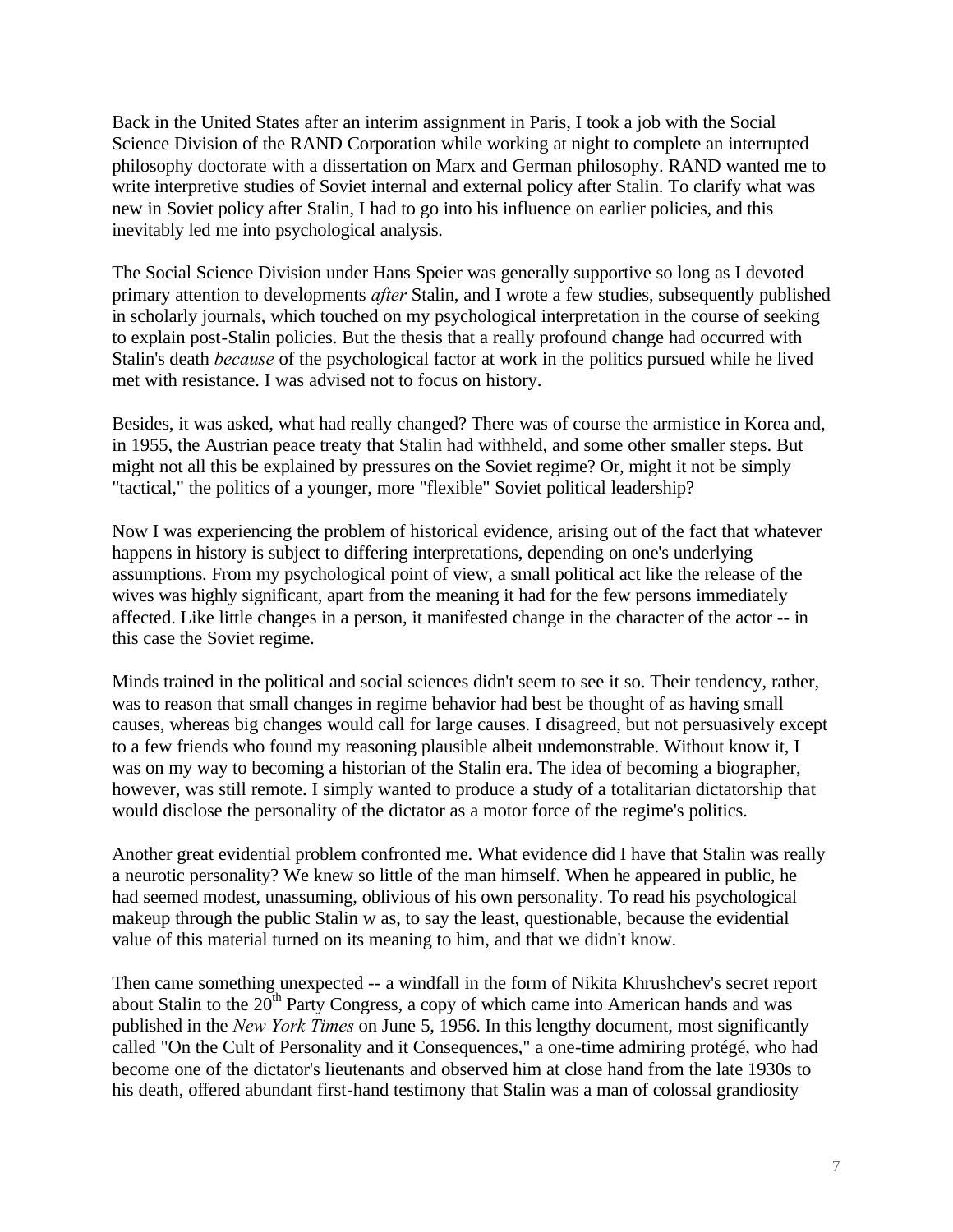Back in the United States after an interim assignment in Paris, I took a job with the Social Science Division of the RAND Corporation while working at night to complete an interrupted philosophy doctorate with a dissertation on Marx and German philosophy. RAND wanted me to write interpretive studies of Soviet internal and external policy after Stalin. To clarify what was new in Soviet policy after Stalin, I had to go into his influence on earlier policies, and this inevitably led me into psychological analysis.

The Social Science Division under Hans Speier was generally supportive so long as I devoted primary attention to developments *after* Stalin, and I wrote a few studies, subsequently published in scholarly journals, which touched on my psychological interpretation in the course of seeking to explain post-Stalin policies. But the thesis that a really profound change had occurred with Stalin's death *because* of the psychological factor at work in the politics pursued while he lived met with resistance. I was advised not to focus on history.

Besides, it was asked, what had really changed? There was of course the armistice in Korea and, in 1955, the Austrian peace treaty that Stalin had withheld, and some other smaller steps. But might not all this be explained by pressures on the Soviet regime? Or, might it not be simply "tactical," the politics of a younger, more "flexible" Soviet political leadership?

Now I was experiencing the problem of historical evidence, arising out of the fact that whatever happens in history is subject to differing interpretations, depending on one's underlying assumptions. From my psychological point of view, a small political act like the release of the wives was highly significant, apart from the meaning it had for the few persons immediately affected. Like little changes in a person, it manifested change in the character of the actor -- in this case the Soviet regime.

Minds trained in the political and social sciences didn't seem to see it so. Their tendency, rather, was to reason that small changes in regime behavior had best be thought of as having small causes, whereas big changes would call for large causes. I disagreed, but not persuasively except to a few friends who found my reasoning plausible albeit undemonstrable. Without know it, I was on my way to becoming a historian of the Stalin era. The idea of becoming a biographer, however, was still remote. I simply wanted to produce a study of a totalitarian dictatorship that would disclose the personality of the dictator as a motor force of the regime's politics.

Another great evidential problem confronted me. What evidence did I have that Stalin was really a neurotic personality? We knew so little of the man himself. When he appeared in public, he had seemed modest, unassuming, oblivious of his own personality. To read his psychological makeup through the public Stalin w as, to say the least, questionable, because the evidential value of this material turned on its meaning to him, and that we didn't know.

Then came something unexpected -- a windfall in the form of Nikita Khrushchev's secret report about Stalin to the 20th Party Congress, a copy of which came into American hands and was published in the *New York Times* on June 5, 1956. In this lengthy document, most significantly called "On the Cult of Personality and it Consequences," a one-time admiring protégé, who had become one of the dictator's lieutenants and observed him at close hand from the late 1930s to his death, offered abundant first-hand testimony that Stalin was a man of colossal grandiosity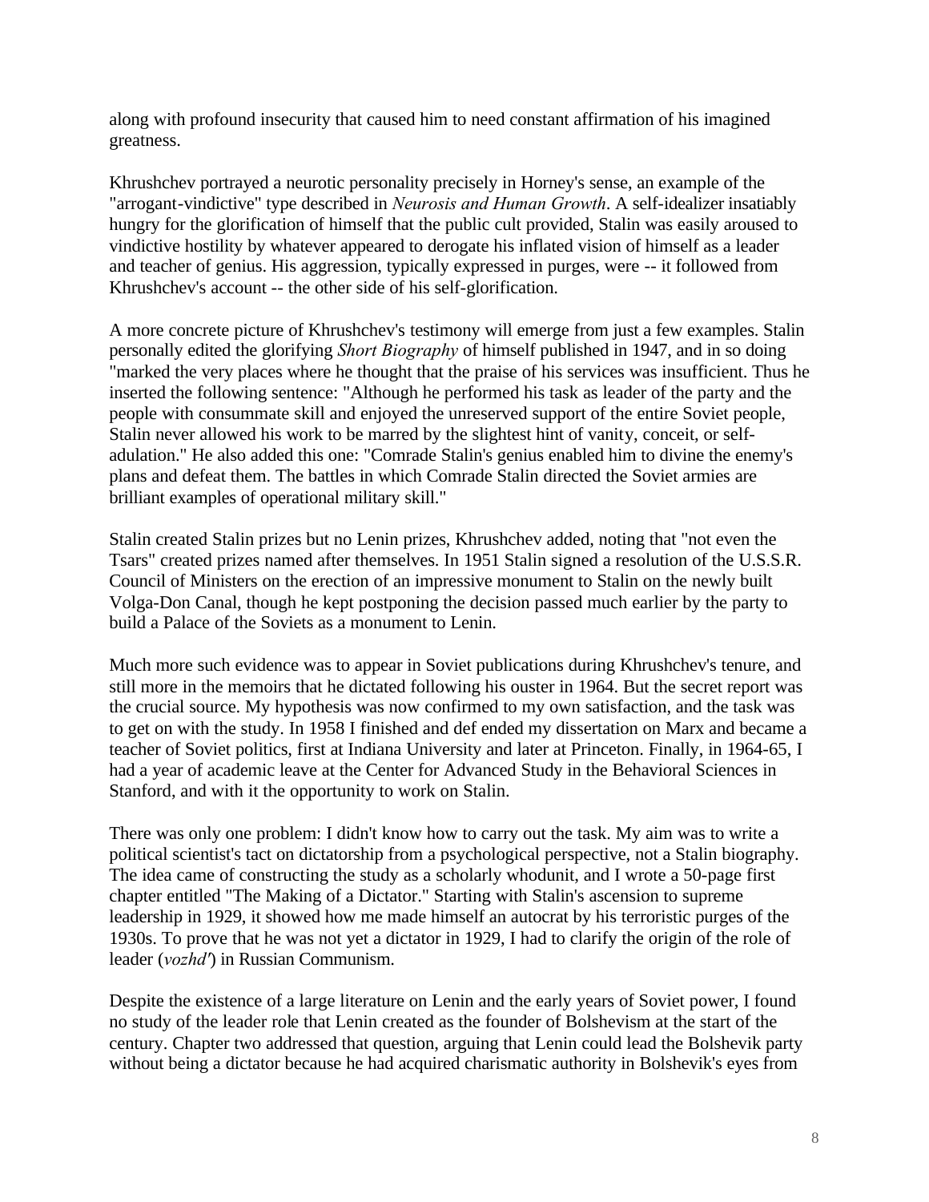along with profound insecurity that caused him to need constant affirmation of his imagined greatness.

Khrushchev portrayed a neurotic personality precisely in Horney's sense, an example of the "arrogant-vindictive" type described in *Neurosis and Human Growth*. A self-idealizer insatiably hungry for the glorification of himself that the public cult provided, Stalin was easily aroused to vindictive hostility by whatever appeared to derogate his inflated vision of himself as a leader and teacher of genius. His aggression, typically expressed in purges, were -- it followed from Khrushchev's account -- the other side of his self-glorification.

A more concrete picture of Khrushchev's testimony will emerge from just a few examples. Stalin personally edited the glorifying *Short Biography* of himself published in 1947, and in so doing "marked the very places where he thought that the praise of his services was insufficient. Thus he inserted the following sentence: "Although he performed his task as leader of the party and the people with consummate skill and enjoyed the unreserved support of the entire Soviet people, Stalin never allowed his work to be marred by the slightest hint of vanity, conceit, or self-adulation." He also added this one: "Comrade Stalin's genius enabled him to divine the enemy's plans and defeat them. The battles in which Comrade Stalin directed the Soviet armies are brilliant examples of operational military skill."

Stalin created Stalin prizes but no Lenin prizes, Khrushchev added, noting that "not even the Tsars" created prizes named after themselves. In 1951 Stalin signed a resolution of the U.S.S.R. Council of Ministers on the erection of an impressive monument to Stalin on the newly built Volga-Don Canal, though he kept postponing the decision passed much earlier by the party to build a Palace of the Soviets as a monument to Lenin.

Much more such evidence was to appear in Soviet publications during Khrushchev's tenure, and still more in the memoirs that he dictated following his ouster in 1964. But the secret report was the crucial source. My hypothesis was now confirmed to my own satisfaction, and the task was to get on with the study. In 1958 I finished and def ended my dissertation on Marx and became a teacher of Soviet politics, first at Indiana University and later at Princeton. Finally, in 1964-65, I had a year of academic leave at the Center for Advanced Study in the Behavioral Sciences in Stanford, and with it the opportunity to work on Stalin.

There was only one problem: I didn't know how to carry out the task. My aim was to write a political scientist's tact on dictatorship from a psychological perspective, not a Stalin biography. The idea came of constructing the study as a scholarly whodunit, and I wrote a 50-page first chapter entitled "The Making of a Dictator." Starting with Stalin's ascension to supreme leadership in 1929, it showed how me made himself an autocrat by his terroristic purges of the 1930s. To prove that he was not yet a dictator in 1929, I had to clarify the origin of the role of leader (*vozhd'*) in Russian Communism.

Despite the existence of a large literature on Lenin and the early years of Soviet power, I found no study of the leader role that Lenin created as the founder of Bolshevism at the start of the century. Chapter two addressed that question, arguing that Lenin could lead the Bolshevik party without being a dictator because he had acquired charismatic authority in Bolshevik's eyes from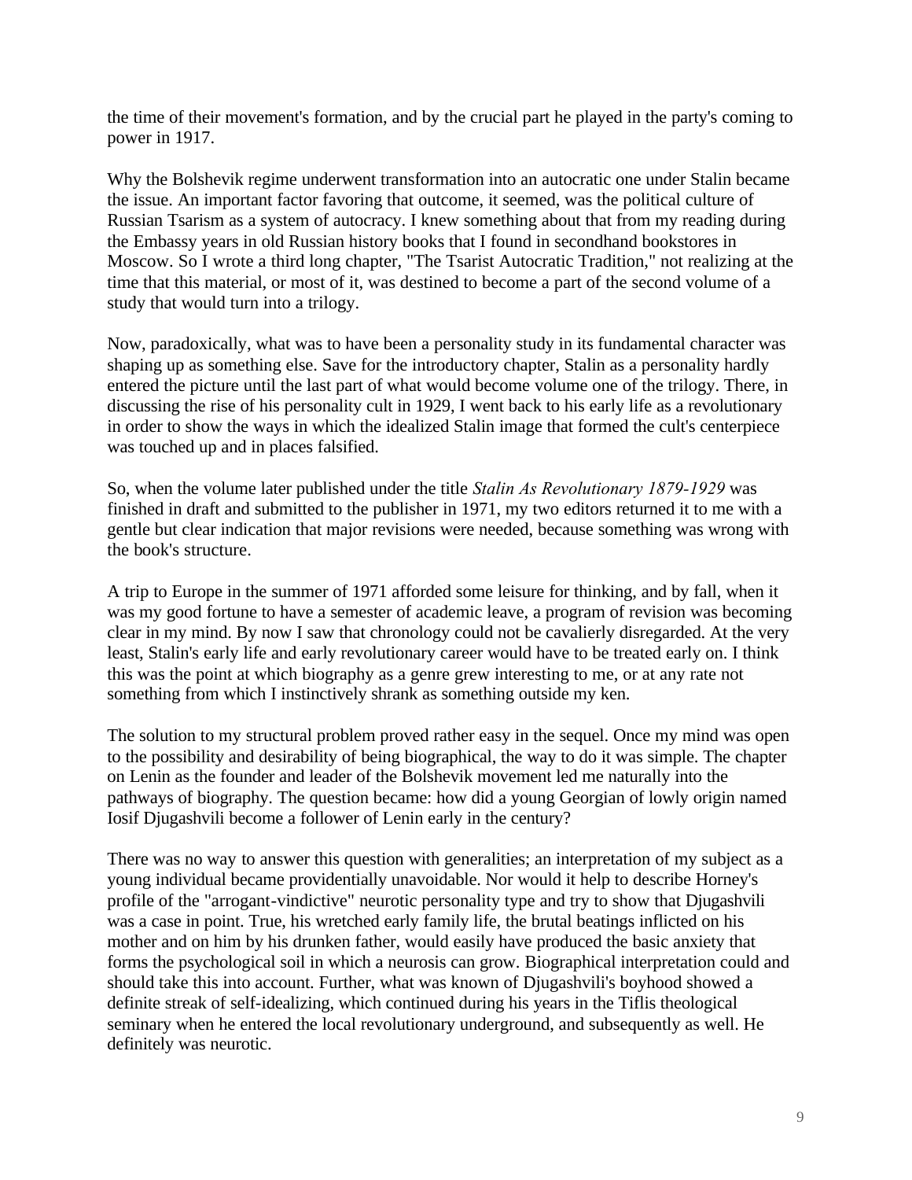the time of their movement's formation, and by the crucial part he played in the party's coming to power in 1917.

Why the Bolshevik regime underwent transformation into an autocratic one under Stalin became the issue. An important factor favoring that outcome, it seemed, was the political culture of Russian Tsarism as a system of autocracy. I knew something about that from my reading during the Embassy years in old Russian history books that I found in secondhand bookstores in Moscow. So I wrote a third long chapter, "The Tsarist Autocratic Tradition," not realizing at the time that this material, or most of it, was destined to become a part of the second volume of a study that would turn into a trilogy.

Now, paradoxically, what was to have been a personality study in its fundamental character was shaping up as something else. Save for the introductory chapter, Stalin as a personality hardly entered the picture until the last part of what would become volume one of the trilogy. There, in discussing the rise of his personality cult in 1929, I went back to his early life as a revolutionary in order to show the ways in which the idealized Stalin image that formed the cult's centerpiece was touched up and in places falsified.

So, when the volume later published under the title *Stalin As Revolutionary 1879-1929* was finished in draft and submitted to the publisher in 1971, my two editors returned it to me with a gentle but clear indication that major revisions were needed, because something was wrong with the book's structure.

A trip to Europe in the summer of 1971 afforded some leisure for thinking, and by fall, when it was my good fortune to have a semester of academic leave, a program of revision was becoming clear in my mind. By now I saw that chronology could not be cavalierly disregarded. At the very least, Stalin's early life and early revolutionary career would have to be treated early on. I think this was the point at which biography as a genre grew interesting to me, or at any rate not something from which I instinctively shrank as something outside my ken.

The solution to my structural problem proved rather easy in the sequel. Once my mind was open to the possibility and desirability of being biographical, the way to do it was simple. The chapter on Lenin as the founder and leader of the Bolshevik movement led me naturally into the pathways of biography. The question became: how did a young Georgian of lowly origin named Iosif Djugashvili become a follower of Lenin early in the century?

There was no way to answer this question with generalities; an interpretation of my subject as a young individual became providentially unavoidable. Nor would it help to describe Horney's profile of the "arrogant-vindictive" neurotic personality type and try to show that Djugashvili was a case in point. True, his wretched early family life, the brutal beatings inflicted on his mother and on him by his drunken father, would easily have produced the basic anxiety that forms the psychological soil in which a neurosis can grow. Biographical interpretation could and should take this into account. Further, what was known of Djugashvili's boyhood showed a definite streak of self-idealizing, which continued during his years in the Tiflis theological seminary when he entered the local revolutionary underground, and subsequently as well. He definitely was neurotic.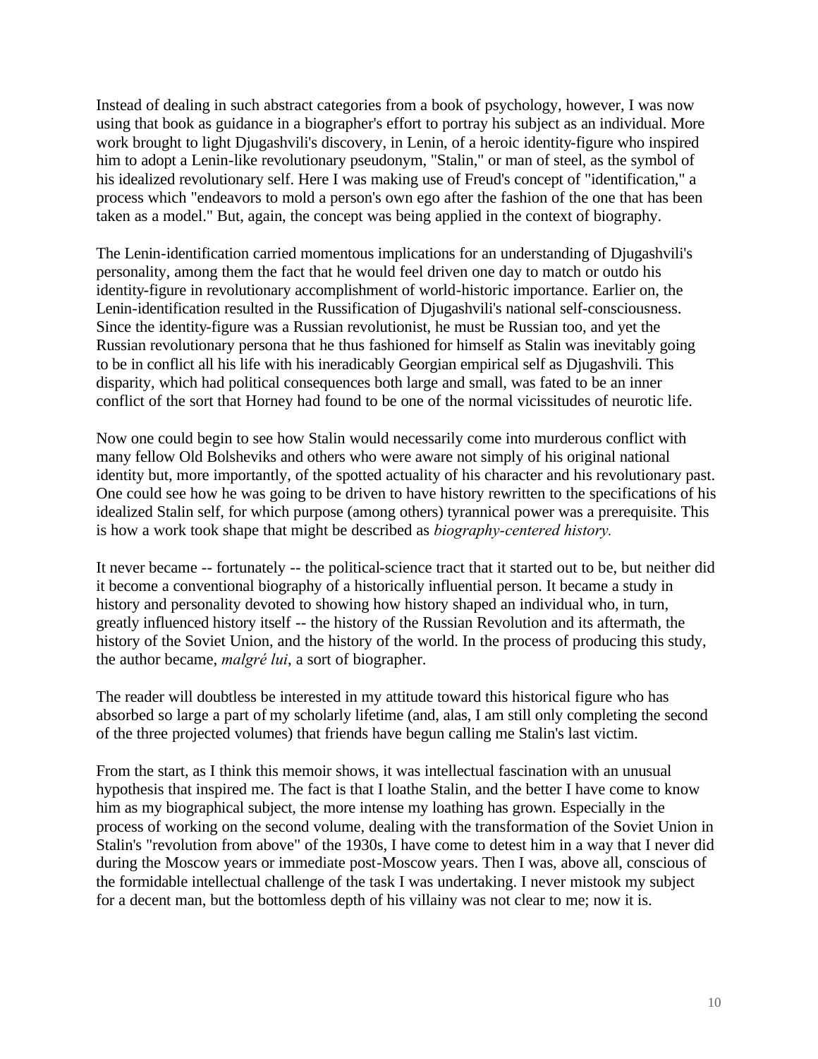Instead of dealing in such abstract categories from a book of psychology, however, I was now using that book as guidance in a biographer's effort to portray his subject as an individual. More work brought to light Djugashvili's discovery, in Lenin, of a heroic identity-figure who inspired him to adopt a Lenin-like revolutionary pseudonym, "Stalin," or man of steel, as the symbol of his idealized revolutionary self. Here I was making use of Freud's concept of "identification," a process which "endeavors to mold a person's own ego after the fashion of the one that has been taken as a model." But, again, the concept was being applied in the context of biography.

The Lenin-identification carried momentous implications for an understanding of Djugashvili's personality, among them the fact that he would feel driven one day to match or outdo his identity-figure in revolutionary accomplishment of world-historic importance. Earlier on, the Lenin-identification resulted in the Russification of Djugashvili's national self-consciousness. Since the identity-figure was a Russian revolutionist, he must be Russian too, and yet the Russian revolutionary persona that he thus fashioned for himself as Stalin was inevitably going to be in conflict all his life with his ineradicably Georgian empirical self as Djugashvili. This disparity, which had political consequences both large and small, was fated to be an inner conflict of the sort that Horney had found to be one of the normal vicissitudes of neurotic life.

Now one could begin to see how Stalin would necessarily come into murderous conflict with many fellow Old Bolsheviks and others who were aware not simply of his original national identity but, more importantly, of the spotted actuality of his character and his revolutionary past. One could see how he was going to be driven to have history rewritten to the specifications of his idealized Stalin self, for which purpose (among others) tyrannical power was a prerequisite. This is how a work took shape that might be described as *biography-centered history.*

It never became -- fortunately -- the political-science tract that it started out to be, but neither did it become a conventional biography of a historically influential person. It became a study in history and personality devoted to showing how history shaped an individual who, in turn, greatly influenced history itself -- the history of the Russian Revolution and its aftermath, the history of the Soviet Union, and the history of the world. In the process of producing this study, the author became, *malgré lui*, a sort of biographer.

The reader will doubtless be interested in my attitude toward this historical figure who has absorbed so large a part of my scholarly lifetime (and, alas, I am still only completing the second of the three projected volumes) that friends have begun calling me Stalin's last victim.

From the start, as I think this memoir shows, it was intellectual fascination with an unusual hypothesis that inspired me. The fact is that I loathe Stalin, and the better I have come to know him as my biographical subject, the more intense my loathing has grown. Especially in the process of working on the second volume, dealing with the transformation of the Soviet Union in Stalin's "revolution from above" of the 1930s, I have come to detest him in a way that I never did during the Moscow years or immediate post-Moscow years. Then I was, above all, conscious of the formidable intellectual challenge of the task I was undertaking. I never mistook my subject for a decent man, but the bottomless depth of his villainy was not clear to me; now it is.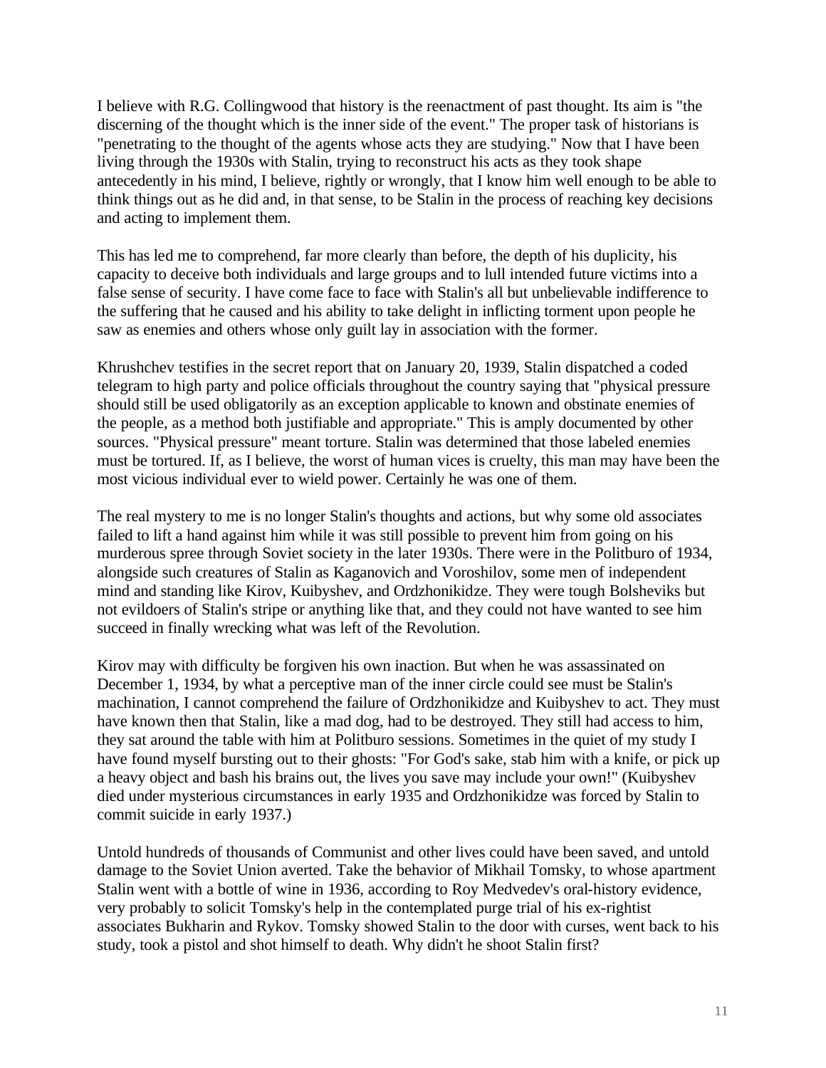I believe with R.G. Collingwood that history is the reenactment of past thought. Its aim is "the discerning of the thought which is the inner side of the event." The proper task of historians is "penetrating to the thought of the agents whose acts they are studying." Now that I have been living through the 1930s with Stalin, trying to reconstruct his acts as they took shape antecedently in his mind, I believe, rightly or wrongly, that I know him well enough to be able to think things out as he did and, in that sense, to be Stalin in the process of reaching key decisions and acting to implement them.

This has led me to comprehend, far more clearly than before, the depth of his duplicity, his capacity to deceive both individuals and large groups and to lull intended future victims into a false sense of security. I have come face to face with Stalin's all but unbelievable indifference to the suffering that he caused and his ability to take delight in inflicting torment upon people he saw as enemies and others whose only guilt lay in association with the former.

Khrushchev testifies in the secret report that on January 20, 1939, Stalin dispatched a coded telegram to high party and police officials throughout the country saying that "physical pressure should still be used obligatorily as an exception applicable to known and obstinate enemies of the people, as a method both justifiable and appropriate." This is amply documented by other sources. "Physical pressure" meant torture. Stalin was determined that those labeled enemies must be tortured. If, as I believe, the worst of human vices is cruelty, this man may have been the most vicious individual ever to wield power. Certainly he was one of them.

The real mystery to me is no longer Stalin's thoughts and actions, but why some old associates failed to lift a hand against him while it was still possible to prevent him from going on his murderous spree through Soviet society in the later 1930s. There were in the Politburo of 1934, alongside such creatures of Stalin as Kaganovich and Voroshilov, some men of independent mind and standing like Kirov, Kuibyshev, and Ordzhonikidze. They were tough Bolsheviks but not evildoers of Stalin's stripe or anything like that, and they could not have wanted to see him succeed in finally wrecking what was left of the Revolution.

Kirov may with difficulty be forgiven his own inaction. But when he was assassinated on December 1, 1934, by what a perceptive man of the inner circle could see must be Stalin's machination, I cannot comprehend the failure of Ordzhonikidze and Kuibyshev to act. They must have known then that Stalin, like a mad dog, had to be destroyed. They still had access to him, they sat around the table with him at Politburo sessions. Sometimes in the quiet of my study I have found myself bursting out to their ghosts: "For God's sake, stab him with a knife, or pick up a heavy object and bash his brains out, the lives you save may include your own!" (Kuibyshev died under mysterious circumstances in early 1935 and Ordzhonikidze was forced by Stalin to commit suicide in early 1937.)

Untold hundreds of thousands of Communist and other lives could have been saved, and untold damage to the Soviet Union averted. Take the behavior of Mikhail Tomsky, to whose apartment Stalin went with a bottle of wine in 1936, according to Roy Medvedev's oral-history evidence, very probably to solicit Tomsky's help in the contemplated purge trial of his ex-rightist associates Bukharin and Rykov. Tomsky showed Stalin to the door with curses, went back to his study, took a pistol and shot himself to death. Why didn't he shoot Stalin first?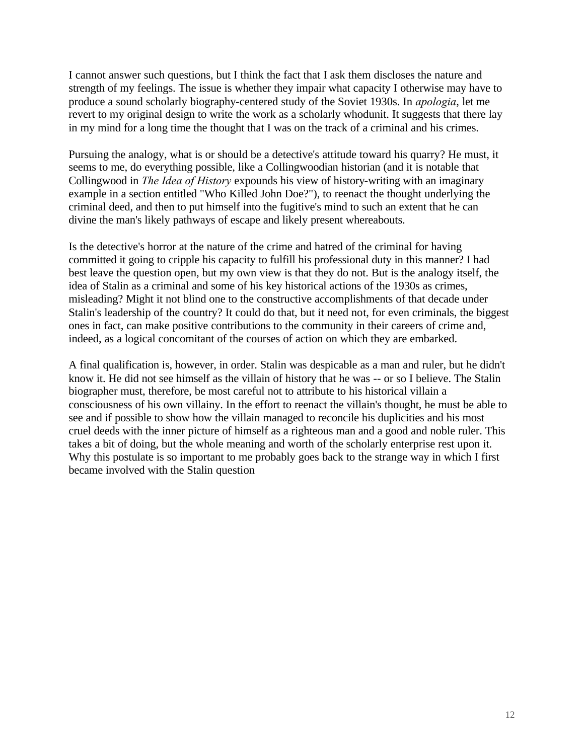I cannot answer such questions, but I think the fact that I ask them discloses the nature and strength of my feelings. The issue is whether they impair what capacity I otherwise may have to produce a sound scholarly biography-centered study of the Soviet 1930s. In *apologia*, let me revert to my original design to write the work as a scholarly whodunit. It suggests that there lay in my mind for a long time the thought that I was on the track of a criminal and his crimes.

Pursuing the analogy, what is or should be a detective's attitude toward his quarry? He must, it seems to me, do everything possible, like a Collingwoodian historian (and it is notable that Collingwood in *The Idea of History* expounds his view of history-writing with an imaginary example in a section entitled "Who Killed John Doe?"), to reenact the thought underlying the criminal deed, and then to put himself into the fugitive's mind to such an extent that he can divine the man's likely pathways of escape and likely present whereabouts.

Is the detective's horror at the nature of the crime and hatred of the criminal for having committed it going to cripple his capacity to fulfill his professional duty in this manner? I had best leave the question open, but my own view is that they do not. But is the analogy itself, the idea of Stalin as a criminal and some of his key historical actions of the 1930s as crimes, misleading? Might it not blind one to the constructive accomplishments of that decade under Stalin's leadership of the country? It could do that, but it need not, for even criminals, the biggest ones in fact, can make positive contributions to the community in their careers of crime and, indeed, as a logical concomitant of the courses of action on which they are embarked.

A final qualification is, however, in order. Stalin was despicable as a man and ruler, but he didn't know it. He did not see himself as the villain of history that he was -- or so I believe. The Stalin biographer must, therefore, be most careful not to attribute to his historical villain a consciousness of his own villainy. In the effort to reenact the villain's thought, he must be able to see and if possible to show how the villain managed to reconcile his duplicities and his most cruel deeds with the inner picture of himself as a righteous man and a good and noble ruler. This takes a bit of doing, but the whole meaning and worth of the scholarly enterprise rest upon it. Why this postulate is so important to me probably goes back to the strange way in which I first became involved with the Stalin question